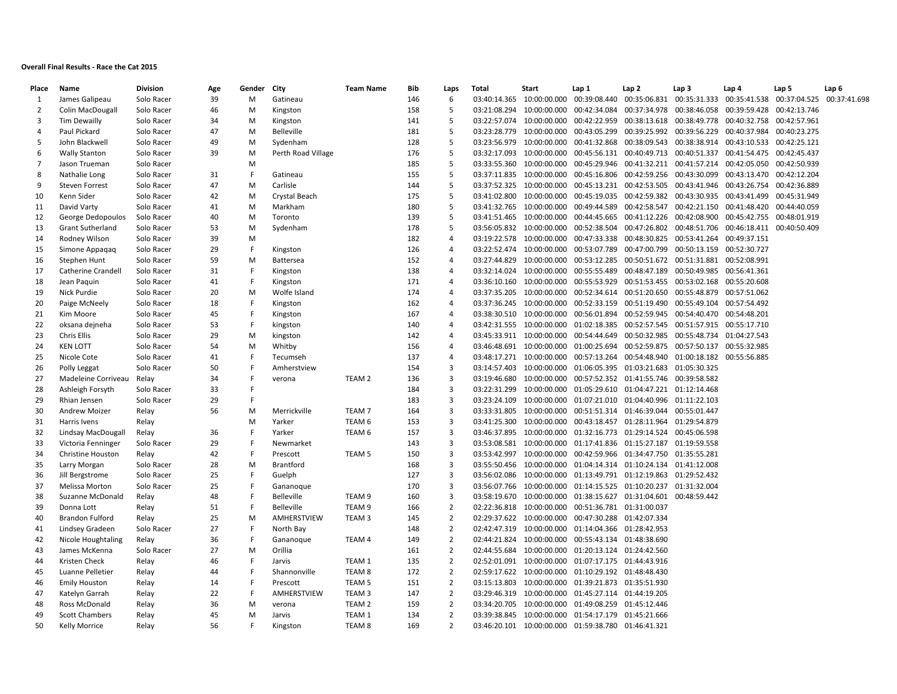**Overall Final Results - Race the Cat 2015**

| Place | Name | Division | Age | Gender | City | Team Name | Bib | Laps | Total | Start | Lap 1 | Lap 2 | Lap 3 | Lap 4 | Lap 5 | Lap 6 |
|---|---|---|---|---|---|---|---|---|---|---|---|---|---|---|---|---|
| 1 | James Galipeau | Solo Racer | 39 | M | Gatineau | | 146 | 6 | 03:40:14.365 | 10:00:00.000 | 00:39:08.440 | 00:35:06.831 | 00:35:31.333 | 00:35:41.538 | 00:37:04.525 | 00:37:41.698 |
| 2 | Colin MacDougall | Solo Racer | 46 | M | Kingston | | 158 | 5 | 03:21:08.294 | 10:00:00.000 | 00:42:34.084 | 00:37:34.978 | 00:38:46.058 | 00:39:59.428 | 00:42:13.746 | |
| 3 | Tim Dewailly | Solo Racer | 34 | M | Kingston | | 141 | 5 | 03:22:57.074 | 10:00:00.000 | 00:42:22.959 | 00:38:13.618 | 00:38:49.778 | 00:40:32.758 | 00:42:57.961 | |
| 4 | Paul Pickard | Solo Racer | 47 | M | Belleville | | 181 | 5 | 03:23:28.779 | 10:00:00.000 | 00:43:05.299 | 00:39:25.992 | 00:39:56.229 | 00:40:37.984 | 00:40:23.275 | |
| 5 | John Blackwell | Solo Racer | 49 | M | Sydenham | | 128 | 5 | 03:23:56.979 | 10:00:00.000 | 00:41:32.868 | 00:38:09.543 | 00:38:38.914 | 00:43:10.533 | 00:42:25.121 | |
| 6 | Wally Stanton | Solo Racer | 39 | M | Perth Road Village | | 176 | 5 | 03:32:17.093 | 10:00:00.000 | 00:45:56.131 | 00:40:49.713 | 00:40:51.337 | 00:41:54.475 | 00:42:45.437 | |
| 7 | Jason Trueman | Solo Racer | | M | | | 185 | 5 | 03:33:55.360 | 10:00:00.000 | 00:45:29.946 | 00:41:32.211 | 00:41:57.214 | 00:42:05.050 | 00:42:50.939 | |
| 8 | Nathalie Long | Solo Racer | 31 | F | Gatineau | | 155 | 5 | 03:37:11.835 | 10:00:00.000 | 00:45:16.806 | 00:42:59.256 | 00:43:30.099 | 00:43:13.470 | 00:42:12.204 | |
| 9 | Steven Forrest | Solo Racer | 47 | M | Carlisle | | 144 | 5 | 03:37:52.325 | 10:00:00.000 | 00:45:13.231 | 00:42:53.505 | 00:43:41.946 | 00:43:26.754 | 00:42:36.889 | |
| 10 | Kenn Sider | Solo Racer | 42 | M | Crystal Beach | | 175 | 5 | 03:41:02.800 | 10:00:00.000 | 00:45:19.035 | 00:42:59.382 | 00:43:30.935 | 00:43:41.499 | 00:45:31.949 | |
| 11 | David Varty | Solo Racer | 41 | M | Markham | | 180 | 5 | 03:41:32.765 | 10:00:00.000 | 00:49:44.589 | 00:42:58.547 | 00:42:21.150 | 00:41:48.420 | 00:44:40.059 | |
| 12 | George Dedopoulos | Solo Racer | 40 | M | Toronto | | 139 | 5 | 03:41:51.465 | 10:00:00.000 | 00:44:45.665 | 00:41:12.226 | 00:42:08.900 | 00:45:42.755 | 00:48:01.919 | |
| 13 | Grant Sutherland | Solo Racer | 53 | M | Sydenham | | 178 | 5 | 03:56:05.832 | 10:00:00.000 | 00:52:38.504 | 00:47:26.802 | 00:48:51.706 | 00:46:18.411 | 00:40:50.409 | |
| 14 | Rodney Wilson | Solo Racer | 39 | M | | | 182 | 4 | 03:19:22.578 | 10:00:00.000 | 00:47:33.338 | 00:48:30.825 | 00:53:41.264 | 00:49:37.151 | | |
| 15 | Simone Appaqaq | Solo Racer | 29 | F | Kingston | | 126 | 4 | 03:22:52.474 | 10:00:00.000 | 00:53:07.789 | 00:47:00.799 | 00:50:13.159 | 00:52:30.727 | | |
| 16 | Stephen Hunt | Solo Racer | 59 | M | Battersea | | 152 | 4 | 03:27:44.829 | 10:00:00.000 | 00:53:12.285 | 00:50:51.672 | 00:51:31.881 | 00:52:08.991 | | |
| 17 | Catherine Crandell | Solo Racer | 31 | F | Kingston | | 138 | 4 | 03:32:14.024 | 10:00:00.000 | 00:55:55.489 | 00:48:47.189 | 00:50:49.985 | 00:56:41.361 | | |
| 18 | Jean Paquin | Solo Racer | 41 | F | Kingston | | 171 | 4 | 03:36:10.160 | 10:00:00.000 | 00:55:53.929 | 00:51:53.455 | 00:53:02.168 | 00:55:20.608 | | |
| 19 | Nick Purdie | Solo Racer | 20 | M | Wolfe Island | | 174 | 4 | 03:37:35.205 | 10:00:00.000 | 00:52:34.614 | 00:51:20.650 | 00:55:48.879 | 00:57:51.062 | | |
| 20 | Paige McNeely | Solo Racer | 18 | F | Kingston | | 162 | 4 | 03:37:36.245 | 10:00:00.000 | 00:52:33.159 | 00:51:19.490 | 00:55:49.104 | 00:57:54.492 | | |
| 21 | Kim Moore | Solo Racer | 45 | F | Kingston | | 167 | 4 | 03:38:30.510 | 10:00:00.000 | 00:56:01.894 | 00:52:59.945 | 00:54:40.470 | 00:54:48.201 | | |
| 22 | oksana dejneha | Solo Racer | 53 | F | kingston | | 140 | 4 | 03:42:31.555 | 10:00:00.000 | 01:02:18.385 | 00:52:57.545 | 00:51:57.915 | 00:55:17.710 | | |
| 23 | Chris Ellis | Solo Racer | 29 | M | kingston | | 142 | 4 | 03:45:33.911 | 10:00:00.000 | 00:54:44.649 | 00:50:32.985 | 00:55:48.734 | 01:04:27.543 | | |
| 24 | KEN LOTT | Solo Racer | 54 | M | Whitby | | 156 | 4 | 03:46:48.691 | 10:00:00.000 | 01:00:25.694 | 00:52:59.875 | 00:57:50.137 | 00:55:32.985 | | |
| 25 | Nicole Cote | Solo Racer | 41 | F | Tecumseh | | 137 | 4 | 03:48:17.271 | 10:00:00.000 | 00:57:13.264 | 00:54:48.940 | 01:00:18.182 | 00:55:56.885 | | |
| 26 | Polly Leggat | Solo Racer | 50 | F | Amherstview | | 154 | 3 | 03:14:57.403 | 10:00:00.000 | 01:06:05.395 | 01:03:21.683 | 01:05:30.325 | | | |
| 27 | Madeleine Corriveau | Relay | 34 | F | verona | TEAM 2 | 136 | 3 | 03:19:46.680 | 10:00:00.000 | 00:57:52.352 | 01:41:55.746 | 00:39:58.582 | | | |
| 28 | Ashleigh Forsyth | Solo Racer | 33 | F | | | 184 | 3 | 03:22:31.299 | 10:00:00.000 | 01:05:29.610 | 01:04:47.221 | 01:12:14.468 | | | |
| 29 | Rhian Jensen | Solo Racer | 29 | F | | | 183 | 3 | 03:23:24.109 | 10:00:00.000 | 01:07:21.010 | 01:04:40.996 | 01:11:22.103 | | | |
| 30 | Andrew Moizer | Relay | 56 | M | Merrickville | TEAM 7 | 164 | 3 | 03:33:31.805 | 10:00:00.000 | 00:51:51.314 | 01:46:39.044 | 00:55:01.447 | | | |
| 31 | Harris Ivens | Relay | | M | Yarker | TEAM 6 | 153 | 3 | 03:41:25.300 | 10:00:00.000 | 00:43:18.457 | 01:28:11.964 | 01:29:54.879 | | | |
| 32 | Lindsay MacDougall | Relay | 36 | F | Yarker | TEAM 6 | 157 | 3 | 03:46:37.895 | 10:00:00.000 | 01:32:16.773 | 01:29:14.524 | 00:45:06.598 | | | |
| 33 | Victoria Fenninger | Solo Racer | 29 | F | Newmarket | | 143 | 3 | 03:53:08.581 | 10:00:00.000 | 01:17:41.836 | 01:15:27.187 | 01:19:59.558 | | | |
| 34 | Christine Houston | Relay | 42 | F | Prescott | TEAM 5 | 150 | 3 | 03:53:42.997 | 10:00:00.000 | 00:42:59.966 | 01:34:47.750 | 01:35:55.281 | | | |
| 35 | Larry Morgan | Solo Racer | 28 | M | Brantford | | 168 | 3 | 03:55:50.456 | 10:00:00.000 | 01:04:14.314 | 01:10:24.134 | 01:41:12.008 | | | |
| 36 | Jill Bergstrome | Solo Racer | 25 | F | Guelph | | 127 | 3 | 03:56:02.086 | 10:00:00.000 | 01:13:49.791 | 01:12:19.863 | 01:29:52.432 | | | |
| 37 | Melissa Morton | Solo Racer | 25 | F | Gananoque | | 170 | 3 | 03:56:07.766 | 10:00:00.000 | 01:14:15.525 | 01:10:20.237 | 01:31:32.004 | | | |
| 38 | Suzanne McDonald | Relay | 48 | F | Belleville | TEAM 9 | 160 | 3 | 03:58:19.670 | 10:00:00.000 | 01:38:15.627 | 01:31:04.601 | 00:48:59.442 | | | |
| 39 | Donna Lott | Relay | 51 | F | Belleville | TEAM 9 | 166 | 2 | 02:22:36.818 | 10:00:00.000 | 00:51:36.781 | 01:31:00.037 | | | | |
| 40 | Brandon Fulford | Relay | 25 | M | AMHERSTVIEW | TEAM 3 | 145 | 2 | 02:29:37.622 | 10:00:00.000 | 00:47:30.288 | 01:42:07.334 | | | | |
| 41 | Lindsey Gradeen | Solo Racer | 27 | F | North Bay | | 148 | 2 | 02:42:47.319 | 10:00:00.000 | 01:14:04.366 | 01:28:42.953 | | | | |
| 42 | Nicole Houghtaling | Relay | 36 | F | Gananoque | TEAM 4 | 149 | 2 | 02:44:21.824 | 10:00:00.000 | 00:55:43.134 | 01:48:38.690 | | | | |
| 43 | James McKenna | Solo Racer | 27 | M | Orillia | | 161 | 2 | 02:44:55.684 | 10:00:00.000 | 01:20:13.124 | 01:24:42.560 | | | | |
| 44 | Kristen Check | Relay | 46 | F | Jarvis | TEAM 1 | 135 | 2 | 02:52:01.091 | 10:00:00.000 | 01:07:17.175 | 01:44:43.916 | | | | |
| 45 | Luanne Pelletier | Relay | 44 | F | Shannonville | TEAM 8 | 172 | 2 | 02:59:17.622 | 10:00:00.000 | 01:10:29.192 | 01:48:48.430 | | | | |
| 46 | Emily Houston | Relay | 14 | F | Prescott | TEAM 5 | 151 | 2 | 03:15:13.803 | 10:00:00.000 | 01:39:21.873 | 01:35:51.930 | | | | |
| 47 | Katelyn Garrah | Relay | 22 | F | AMHERSTVIEW | TEAM 3 | 147 | 2 | 03:29:46.319 | 10:00:00.000 | 01:45:27.114 | 01:44:19.205 | | | | |
| 48 | Ross McDonald | Relay | 36 | M | verona | TEAM 2 | 159 | 2 | 03:34:20.705 | 10:00:00.000 | 01:49:08.259 | 01:45:12.446 | | | | |
| 49 | Scott Chambers | Relay | 45 | M | Jarvis | TEAM 1 | 134 | 2 | 03:39:38.845 | 10:00:00.000 | 01:54:17.179 | 01:45:21.666 | | | | |
| 50 | Kelly Morrice | Relay | 56 | F | Kingston | TEAM 8 | 169 | 2 | 03:46:20.101 | 10:00:00.000 | 01:59:38.780 | 01:46:41.321 | | | | |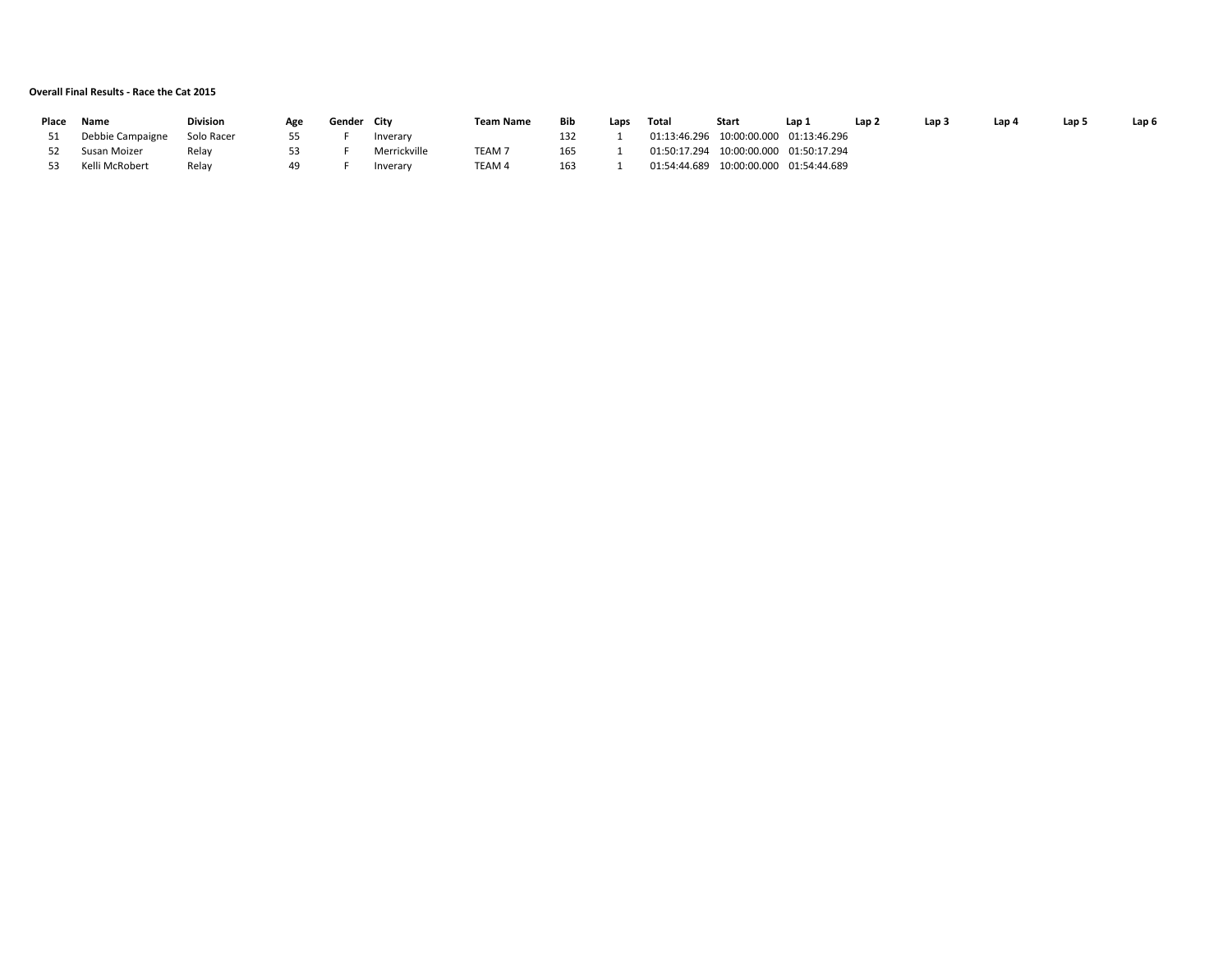**Overall Final Results - Race the Cat 2015**

| Place | Name | Division | Age | Gender | City | Team Name | Bib | Laps | Total | Start | Lap 1 | Lap 2 | Lap 3 | Lap 4 | Lap 5 | Lap 6 |
|---|---|---|---|---|---|---|---|---|---|---|---|---|---|---|---|---|
| 51 | Debbie Campaigne | Solo Racer | 55 | F | Inverary | | 132 | 1 | 01:13:46.296 | 10:00:00.000 | 01:13:46.296 | | | | | |
| 52 | Susan Moizer | Relay | 53 | F | Merrickville | TEAM 7 | 165 | 1 | 01:50:17.294 | 10:00:00.000 | 01:50:17.294 | | | | | |
| 53 | Kelli McRobert | Relay | 49 | F | Inverary | TEAM 4 | 163 | 1 | 01:54:44.689 | 10:00:00.000 | 01:54:44.689 | | | | | |